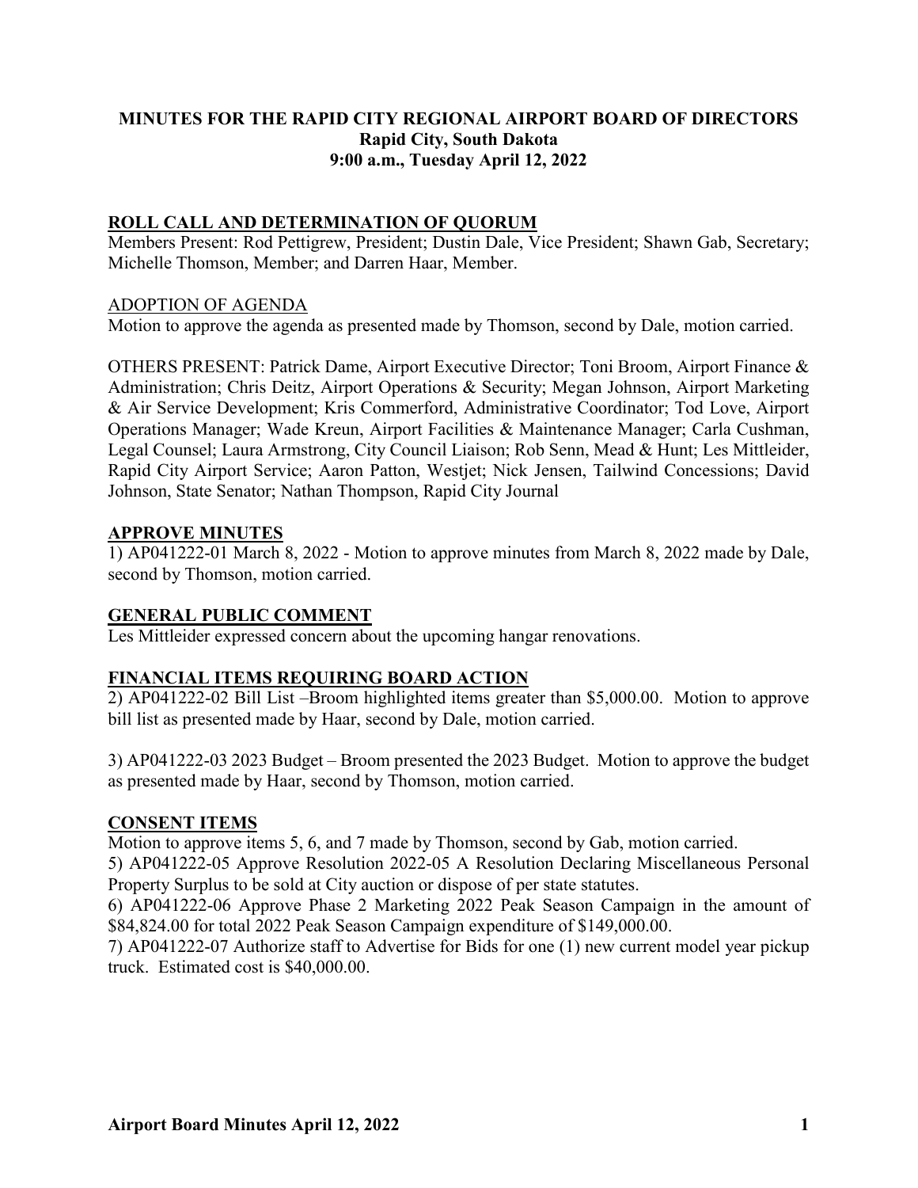# MINUTES FOR THE RAPID CITY REGIONAL AIRPORT BOARD OF DIRECTORS
**Rapid City, South Dakota**
**9:00 a.m., Tuesday April 12, 2022**

## ROLL CALL AND DETERMINATION OF QUORUM

Members Present: Rod Pettigrew, President; Dustin Dale, Vice President; Shawn Gab, Secretary; Michelle Thomson, Member; and Darren Haar, Member.

ADOPTION OF AGENDA

Motion to approve the agenda as presented made by Thomson, second by Dale, motion carried.

OTHERS PRESENT: Patrick Dame, Airport Executive Director; Toni Broom, Airport Finance & Administration; Chris Deitz, Airport Operations & Security; Megan Johnson, Airport Marketing & Air Service Development; Kris Commerford, Administrative Coordinator; Tod Love, Airport Operations Manager; Wade Kreun, Airport Facilities & Maintenance Manager; Carla Cushman, Legal Counsel; Laura Armstrong, City Council Liaison; Rob Senn, Mead & Hunt; Les Mittleider, Rapid City Airport Service; Aaron Patton, Westjet; Nick Jensen, Tailwind Concessions; David Johnson, State Senator; Nathan Thompson, Rapid City Journal

## APPROVE MINUTES

1) AP041222-01 March 8, 2022 - Motion to approve minutes from March 8, 2022 made by Dale, second by Thomson, motion carried.

## GENERAL PUBLIC COMMENT

Les Mittleider expressed concern about the upcoming hangar renovations.

## FINANCIAL ITEMS REQUIRING BOARD ACTION

2) AP041222-02 Bill List –Broom highlighted items greater than $5,000.00. Motion to approve bill list as presented made by Haar, second by Dale, motion carried.

3) AP041222-03 2023 Budget – Broom presented the 2023 Budget. Motion to approve the budget as presented made by Haar, second by Thomson, motion carried.

## CONSENT ITEMS

Motion to approve items 5, 6, and 7 made by Thomson, second by Gab, motion carried.

5) AP041222-05 Approve Resolution 2022-05 A Resolution Declaring Miscellaneous Personal Property Surplus to be sold at City auction or dispose of per state statutes.

6) AP041222-06 Approve Phase 2 Marketing 2022 Peak Season Campaign in the amount of $84,824.00 for total 2022 Peak Season Campaign expenditure of $149,000.00.

7) AP041222-07 Authorize staff to Advertise for Bids for one (1) new current model year pickup truck. Estimated cost is $40,000.00.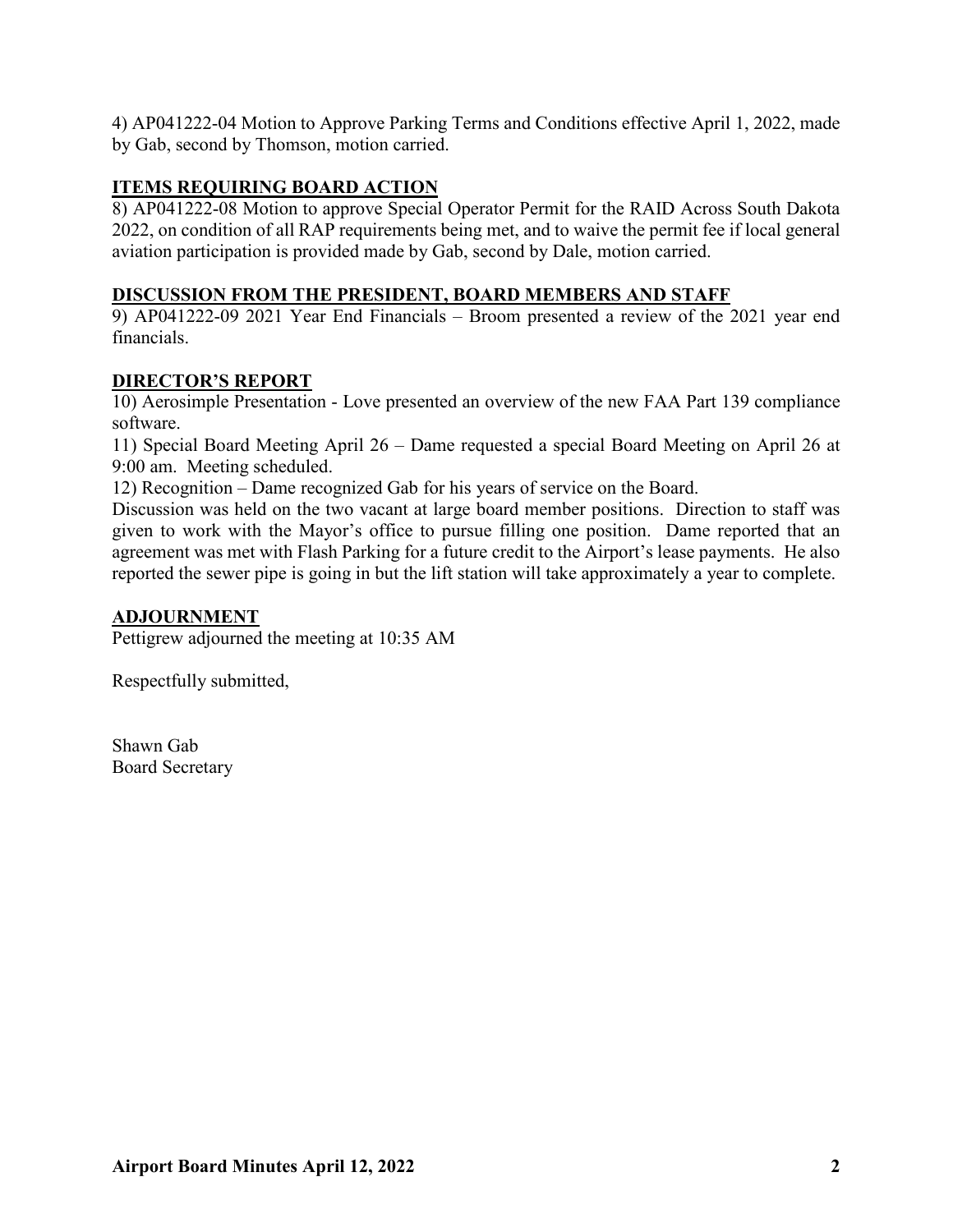4) AP041222-04 Motion to Approve Parking Terms and Conditions effective April 1, 2022, made by Gab, second by Thomson, motion carried.

## ITEMS REQUIRING BOARD ACTION

8) AP041222-08 Motion to approve Special Operator Permit for the RAID Across South Dakota 2022, on condition of all RAP requirements being met, and to waive the permit fee if local general aviation participation is provided made by Gab, second by Dale, motion carried.

## DISCUSSION FROM THE PRESIDENT, BOARD MEMBERS AND STAFF

9) AP041222-09 2021 Year End Financials – Broom presented a review of the 2021 year end financials.

## DIRECTOR'S REPORT

10) Aerosimple Presentation - Love presented an overview of the new FAA Part 139 compliance software.

11) Special Board Meeting April 26 – Dame requested a special Board Meeting on April 26 at 9:00 am. Meeting scheduled.

12) Recognition – Dame recognized Gab for his years of service on the Board.

Discussion was held on the two vacant at large board member positions. Direction to staff was given to work with the Mayor's office to pursue filling one position. Dame reported that an agreement was met with Flash Parking for a future credit to the Airport's lease payments. He also reported the sewer pipe is going in but the lift station will take approximately a year to complete.

## ADJOURNMENT

Pettigrew adjourned the meeting at 10:35 AM

Respectfully submitted,

Shawn Gab
Board Secretary